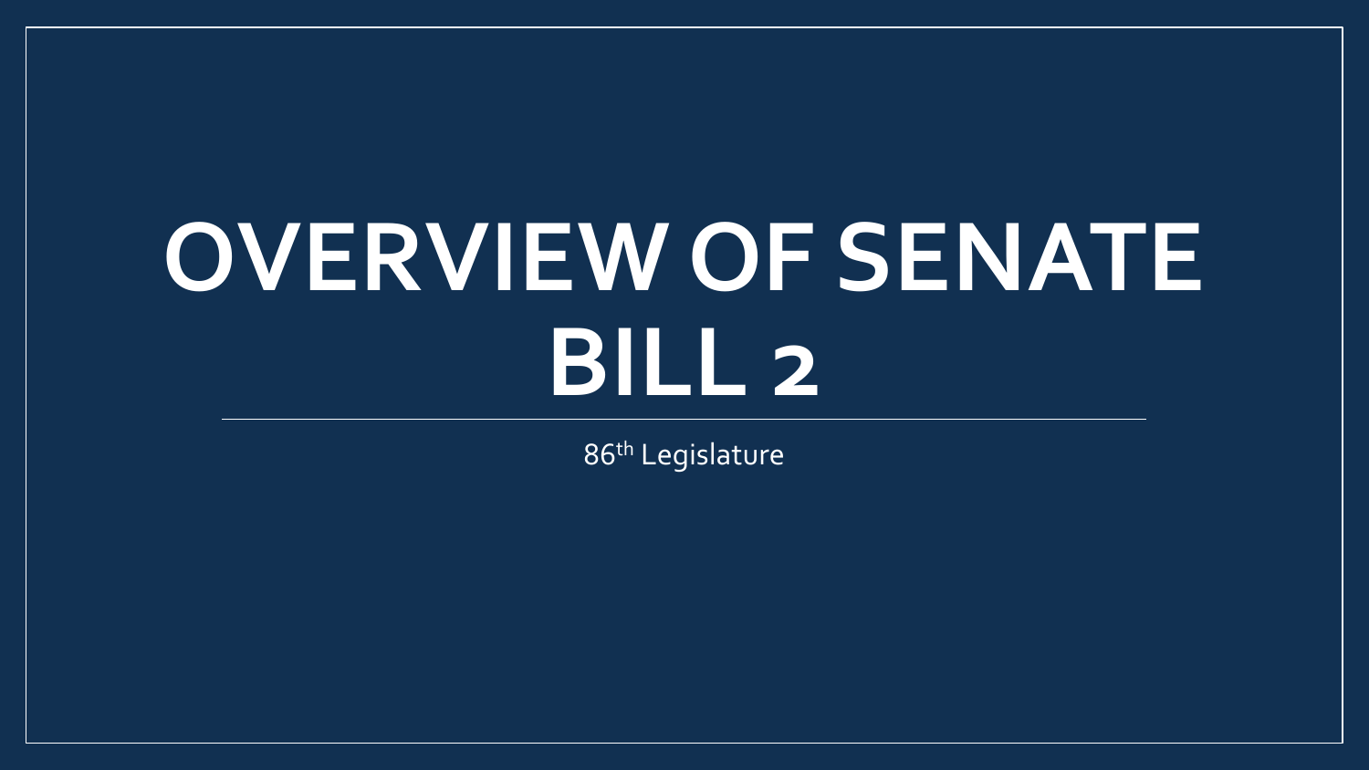# OVERVIEW OF SENATE BILL 2

86th Legislature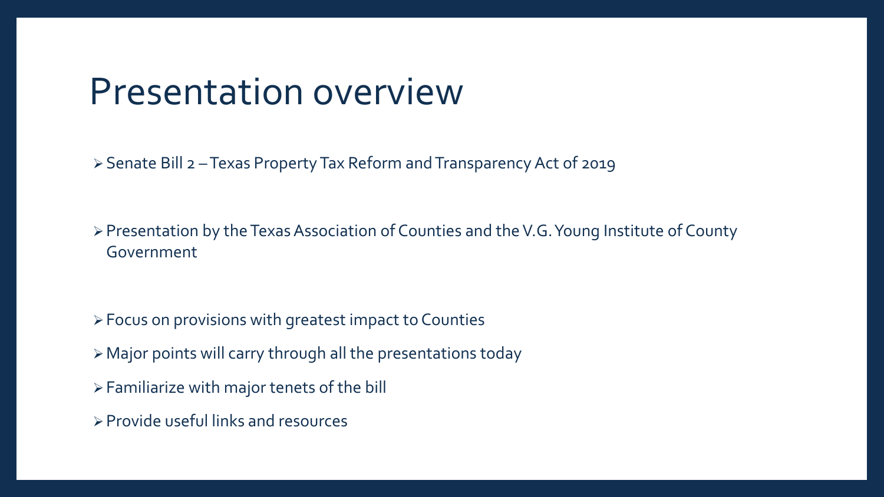# Presentation overview

- Senate Bill 2 – Texas Property Tax Reform and Transparency Act of 2019

- Presentation by the Texas Association of Counties and the V.G. Young Institute of County Government

- Focus on provisions with greatest impact to Counties
- Major points will carry through all the presentations today
- Familiarize with major tenets of the bill
- Provide useful links and resources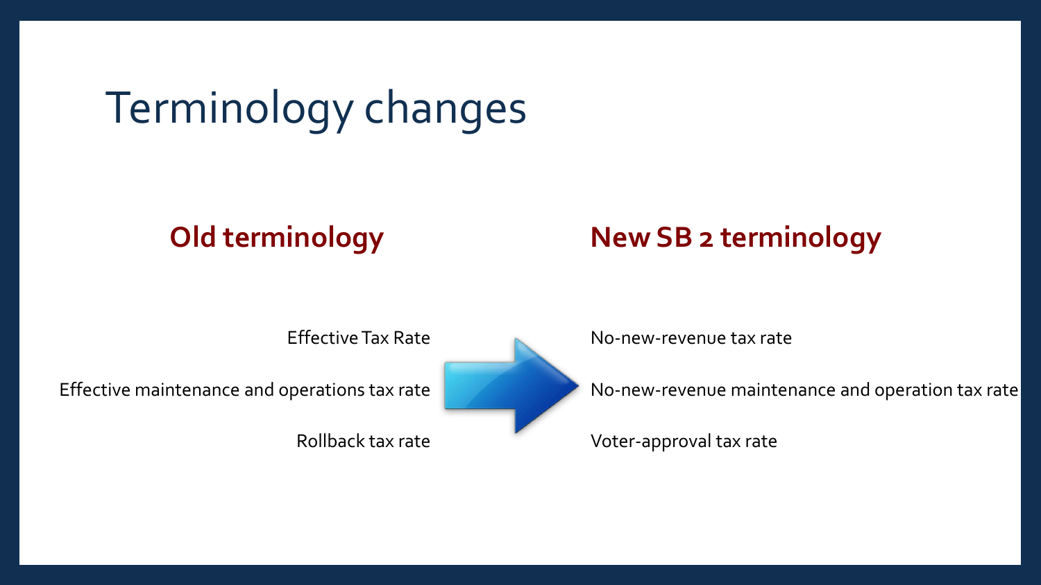# Terminology changes

| Old terminology | New SB 2 terminology |
| --- | --- |
| Effective Tax Rate | No-new-revenue tax rate |
| Effective maintenance and operations tax rate | No-new-revenue maintenance and operation tax rate |
| Rollback tax rate | Voter-approval tax rate |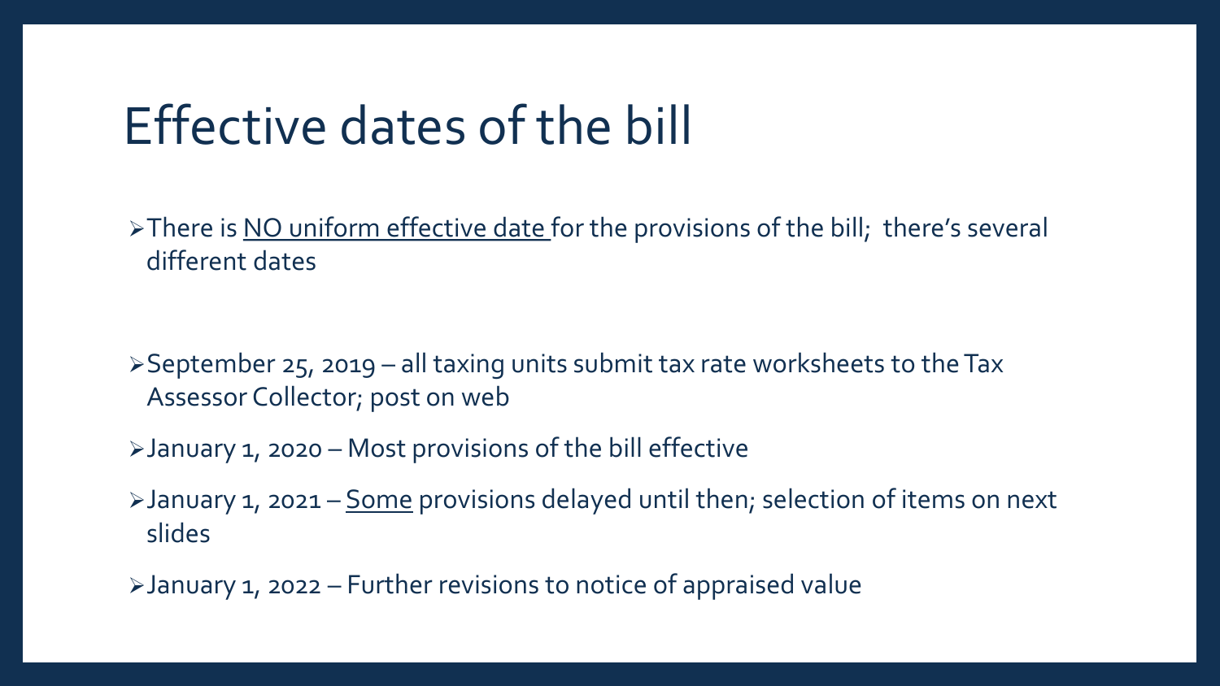# Effective dates of the bill

- There is <u>NO uniform effective date</u> for the provisions of the bill; there's several different dates

- September 25, 2019 – all taxing units submit tax rate worksheets to the Tax Assessor Collector; post on web
- January 1, 2020 – Most provisions of the bill effective
- January 1, 2021 – <u>Some</u> provisions delayed until then; selection of items on next slides
- January 1, 2022 – Further revisions to notice of appraised value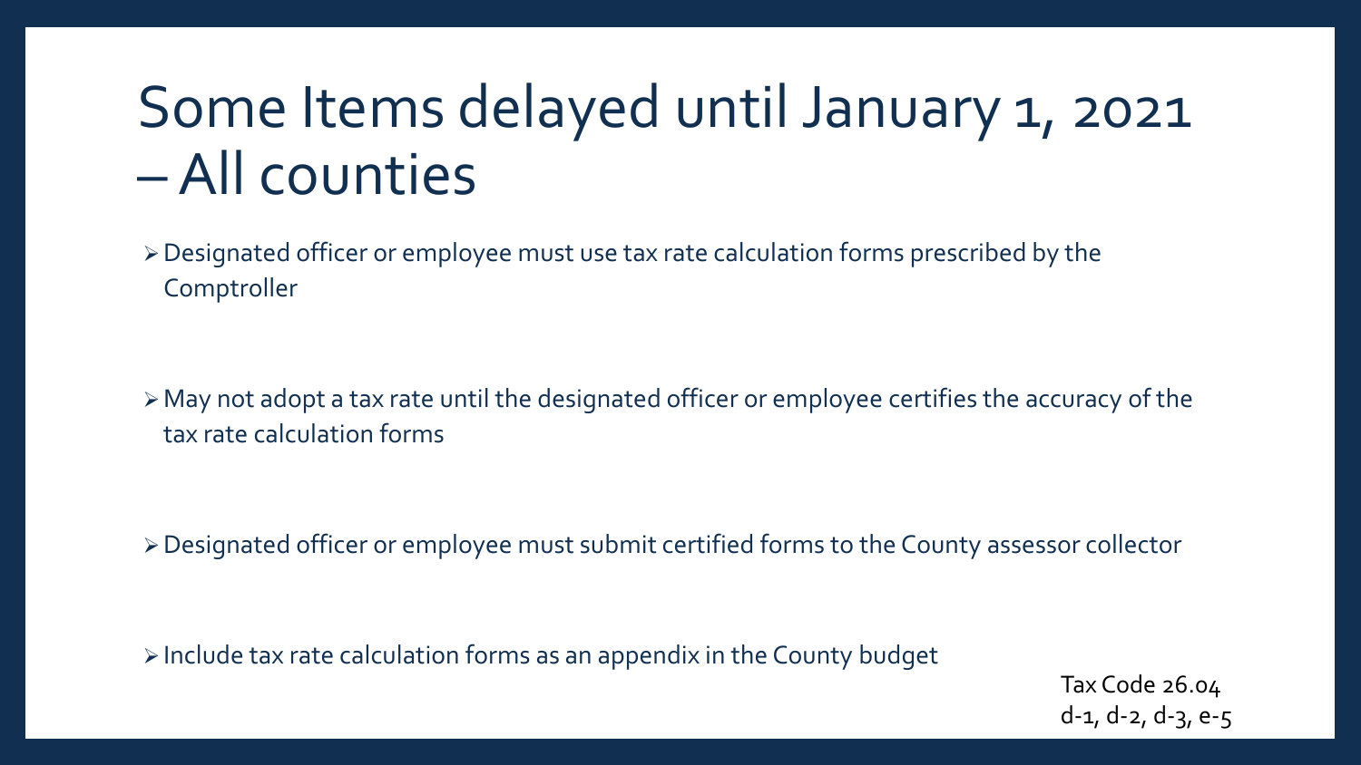# Some Items delayed until January 1, 2021 – All counties

- Designated officer or employee must use tax rate calculation forms prescribed by the Comptroller

- May not adopt a tax rate until the designated officer or employee certifies the accuracy of the tax rate calculation forms

- Designated officer or employee must submit certified forms to the County assessor collector

- Include tax rate calculation forms as an appendix in the County budget

Tax Code 26.04
d-1, d-2, d-3, e-5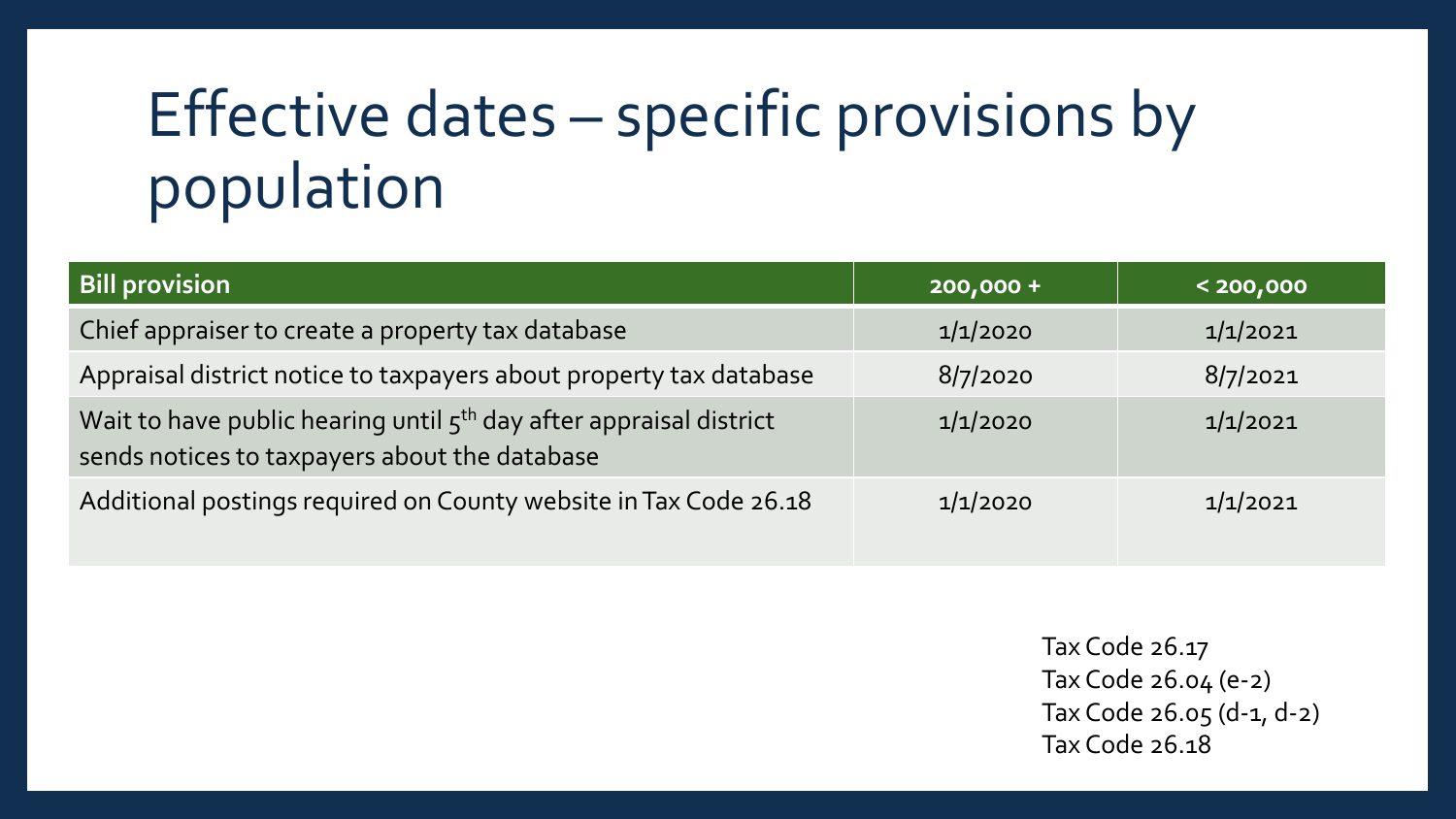# Effective dates – specific provisions by population

| Bill provision | 200,000 + | < 200,000 |
|---|---|---|
| Chief appraiser to create a property tax database | 1/1/2020 | 1/1/2021 |
| Appraisal district notice to taxpayers about property tax database | 8/7/2020 | 8/7/2021 |
| Wait to have public hearing until 5th day after appraisal district sends notices to taxpayers about the database | 1/1/2020 | 1/1/2021 |
| Additional postings required on County website in Tax Code 26.18 | 1/1/2020 | 1/1/2021 |

Tax Code 26.17
Tax Code 26.04 (e-2)
Tax Code 26.05 (d-1, d-2)
Tax Code 26.18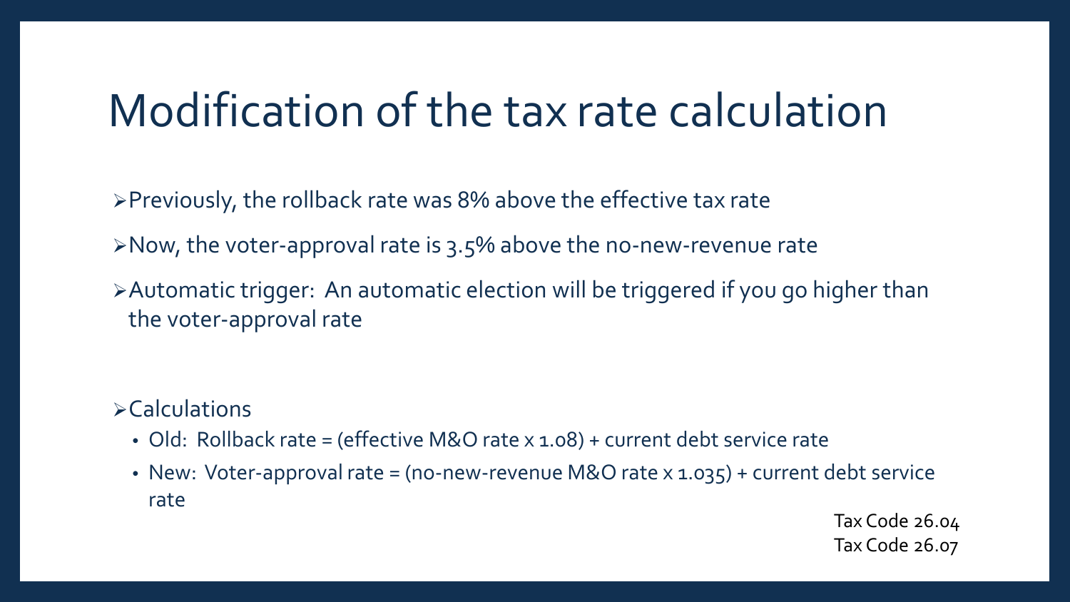# Modification of the tax rate calculation

- Previously, the rollback rate was 8% above the effective tax rate
- Now, the voter-approval rate is 3.5% above the no-new-revenue rate
- Automatic trigger: An automatic election will be triggered if you go higher than the voter-approval rate

- Calculations
  - Old: Rollback rate = (effective M&O rate x 1.08) + current debt service rate
  - New: Voter-approval rate = (no-new-revenue M&O rate x 1.035) + current debt service rate

Tax Code 26.04
Tax Code 26.07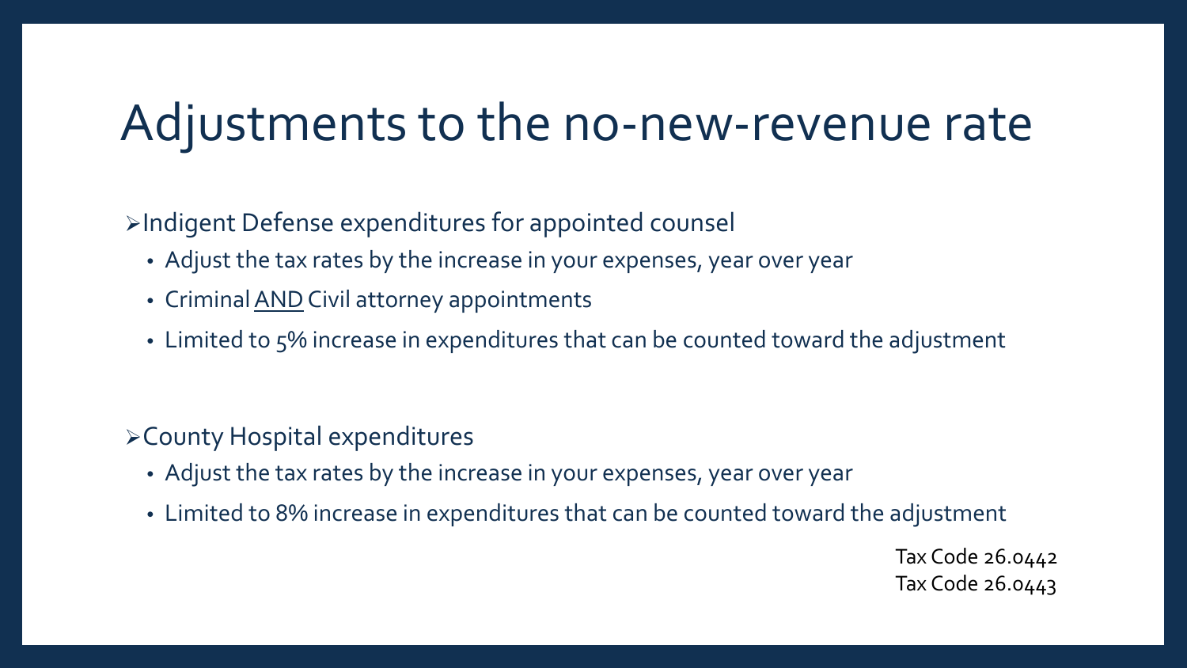# Adjustments to the no-new-revenue rate

- Indigent Defense expenditures for appointed counsel
  - Adjust the tax rates by the increase in your expenses, year over year
  - Criminal <u>AND</u> Civil attorney appointments
  - Limited to 5% increase in expenditures that can be counted toward the adjustment

- County Hospital expenditures
  - Adjust the tax rates by the increase in your expenses, year over year
  - Limited to 8% increase in expenditures that can be counted toward the adjustment

Tax Code 26.0442
Tax Code 26.0443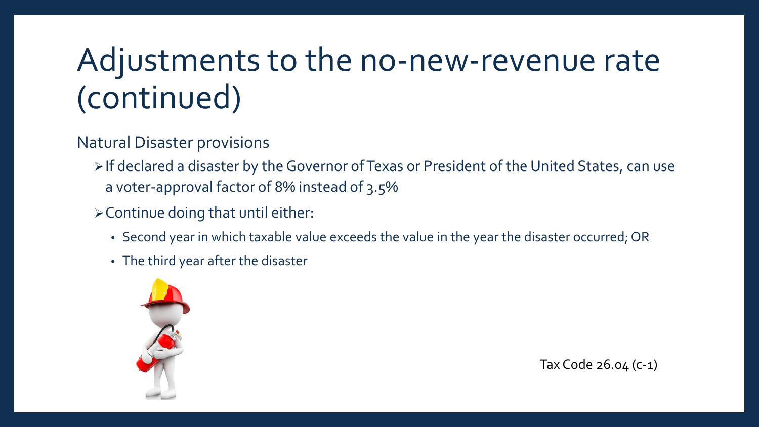# Adjustments to the no-new-revenue rate (continued)

Natural Disaster provisions

- If declared a disaster by the Governor of Texas or President of the United States, can use a voter-approval factor of 8% instead of 3.5%
- Continue doing that until either:
  - Second year in which taxable value exceeds the value in the year the disaster occurred; OR
  - The third year after the disaster

Tax Code 26.04 (c-1)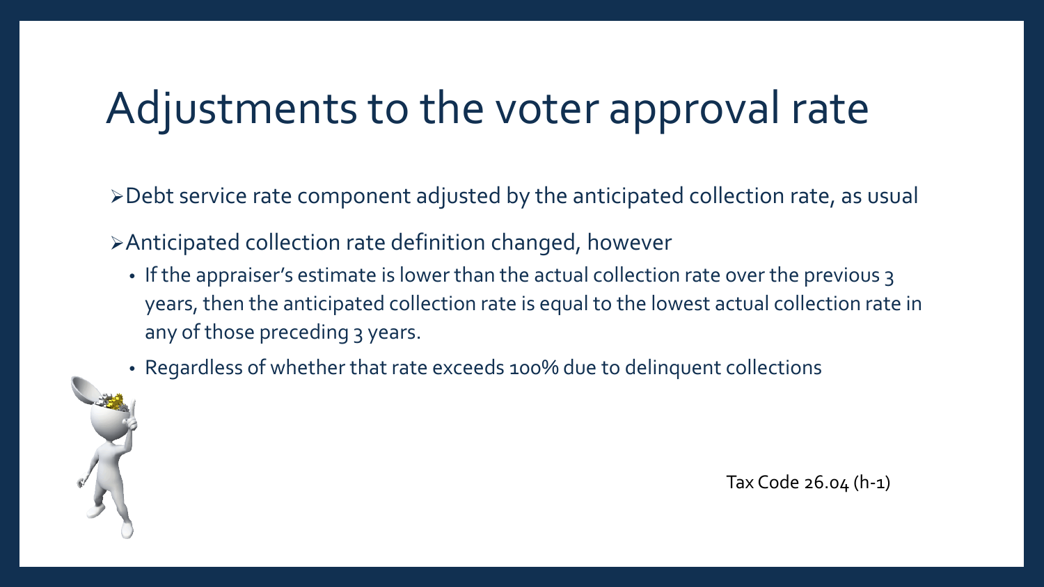# Adjustments to the voter approval rate

- Debt service rate component adjusted by the anticipated collection rate, as usual
- Anticipated collection rate definition changed, however
  - If the appraiser's estimate is lower than the actual collection rate over the previous 3 years, then the anticipated collection rate is equal to the lowest actual collection rate in any of those preceding 3 years.
  - Regardless of whether that rate exceeds 100% due to delinquent collections

Tax Code 26.04 (h-1)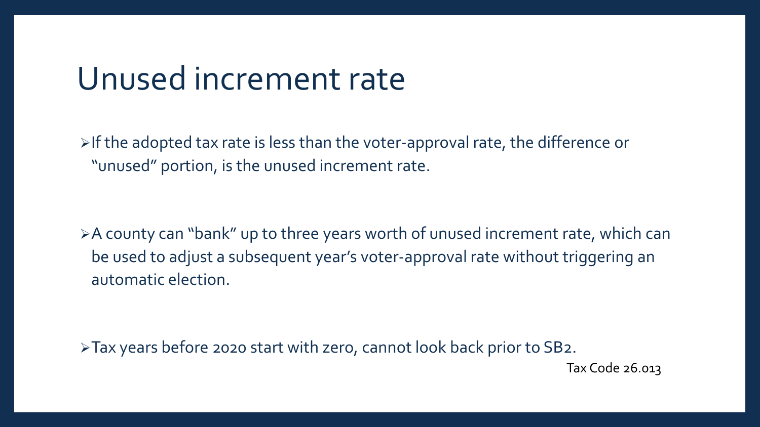# Unused increment rate

- If the adopted tax rate is less than the voter-approval rate, the difference or "unused" portion, is the unused increment rate.
- A county can "bank" up to three years worth of unused increment rate, which can be used to adjust a subsequent year's voter-approval rate without triggering an automatic election.
- Tax years before 2020 start with zero, cannot look back prior to SB2.

Tax Code 26.013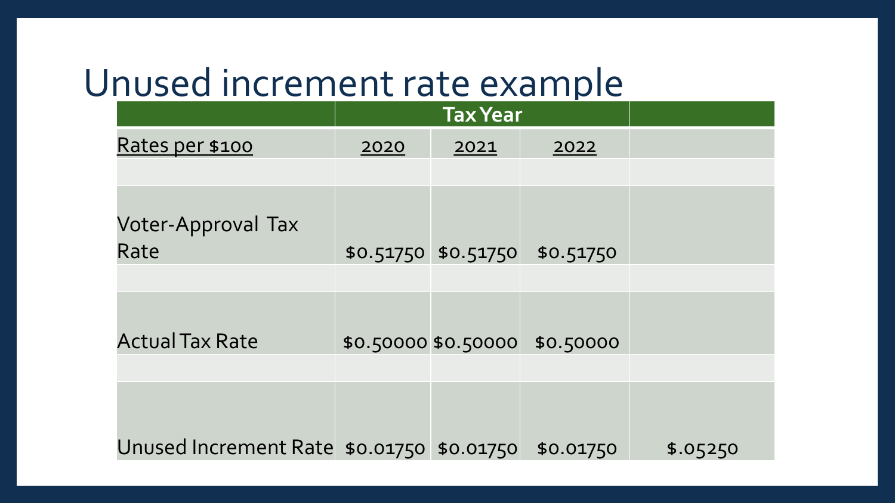# Unused increment rate example

| | Tax Year | | | |
|---|---|---|---|---|
| Rates per $100 | 2020 | 2021 | 2022 | |
| | | | | |
| Voter-Approval Tax Rate | $0.51750 | $0.51750 | $0.51750 | |
| | | | | |
| Actual Tax Rate | $0.50000 | $0.50000 | $0.50000 | |
| | | | | |
| Unused Increment Rate | $0.01750 | $0.01750 | $0.01750 | $.05250 |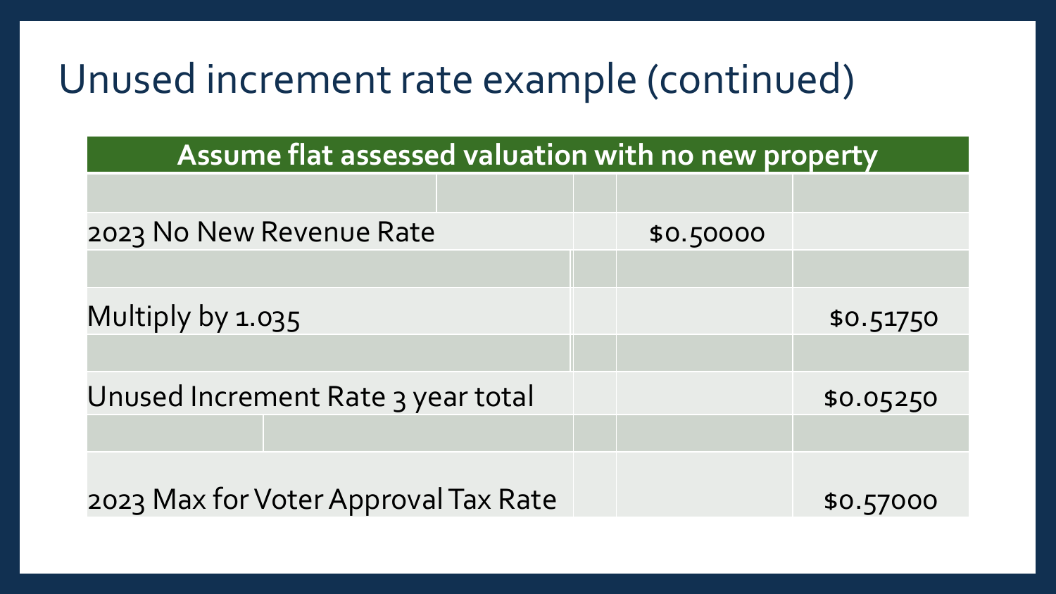# Unused increment rate example (continued)

| Assume flat assessed valuation with no new property | | |
|---|---|---|
| | | |
| 2023 No New Revenue Rate | $0.50000 | |
| | | |
| Multiply by 1.035 | | $0.51750 |
| | | |
| Unused Increment Rate 3 year total | | $0.05250 |
| | | |
| 2023 Max for Voter Approval Tax Rate | | $0.57000 |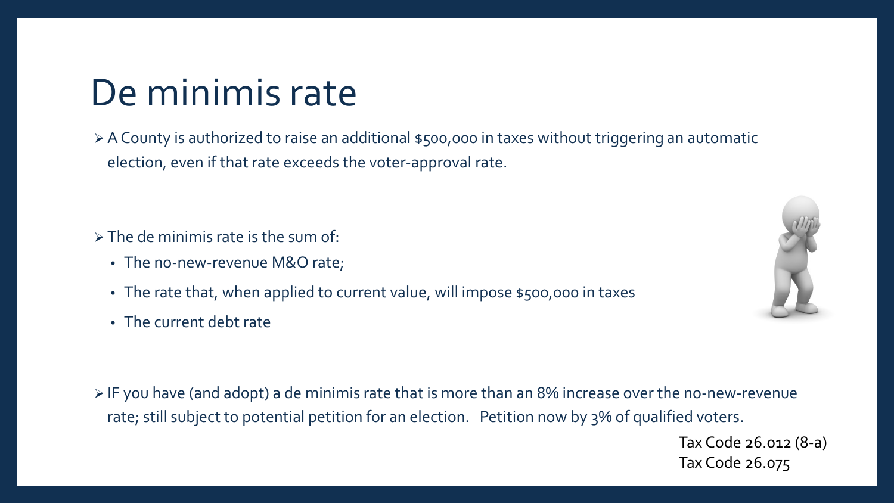# De minimis rate

- A County is authorized to raise an additional $500,000 in taxes without triggering an automatic election, even if that rate exceeds the voter-approval rate.

- The de minimis rate is the sum of:
  - The no-new-revenue M&O rate;
  - The rate that, when applied to current value, will impose $500,000 in taxes
  - The current debt rate

- IF you have (and adopt) a de minimis rate that is more than an 8% increase over the no-new-revenue rate; still subject to potential petition for an election. Petition now by 3% of qualified voters.

Tax Code 26.012 (8-a)
Tax Code 26.075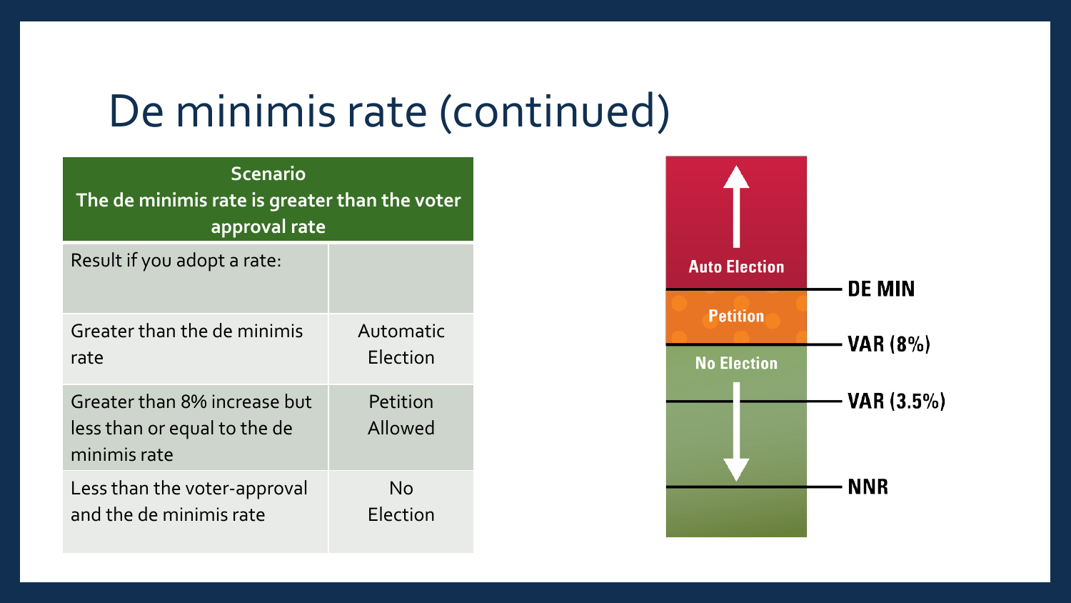# De minimis rate (continued)

| Scenario<br>The de minimis rate is greater than the voter approval rate | |
|---|---|
| Result if you adopt a rate: | |
| Greater than the de minimis rate | Automatic Election |
| Greater than 8% increase but less than or equal to the de minimis rate | Petition Allowed |
| Less than the voter-approval and the de minimis rate | No Election |

Auto Election

DE MIN

Petition

VAR (8%)

No Election

VAR (3.5%)

NNR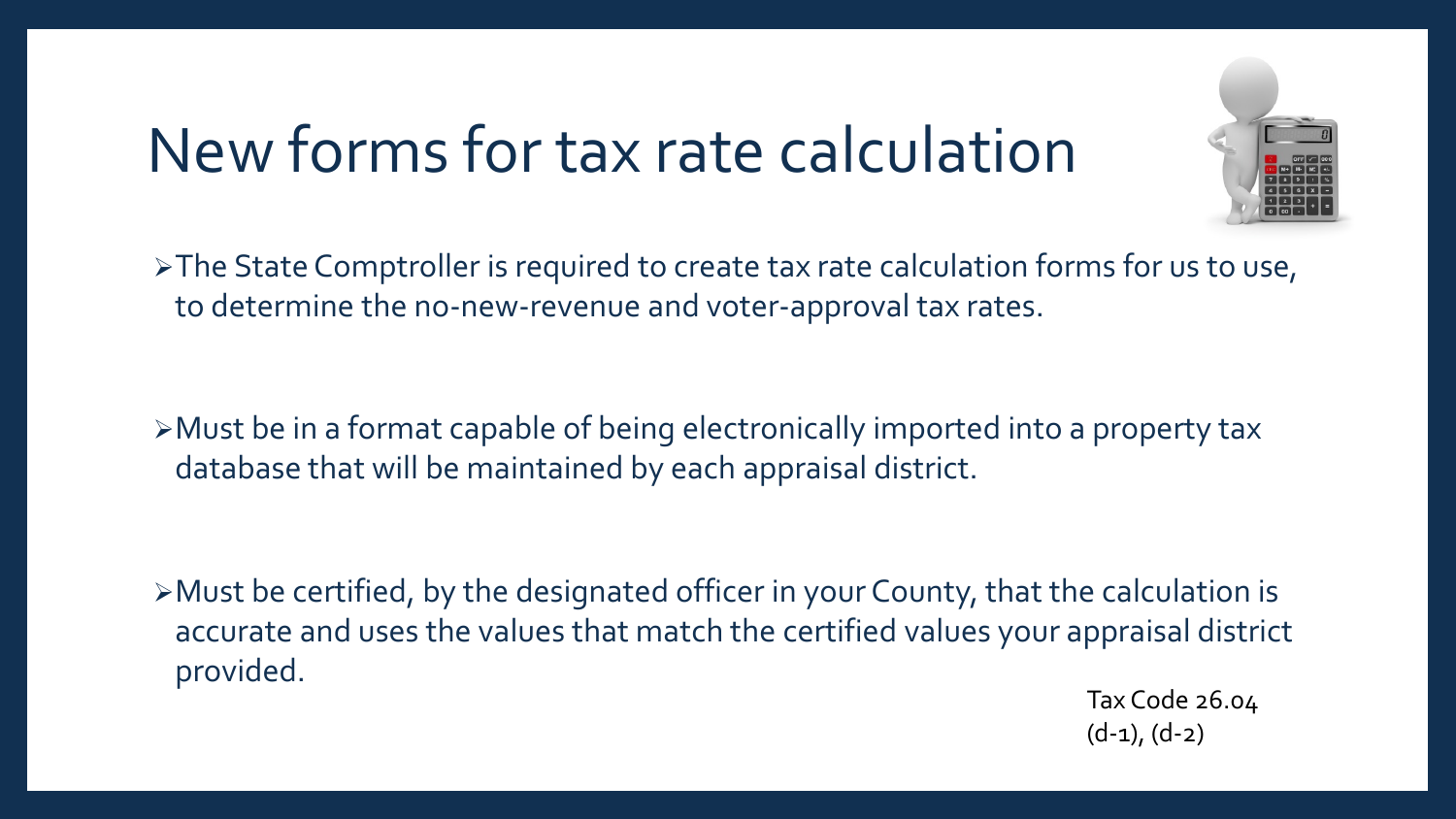# New forms for tax rate calculation

- The State Comptroller is required to create tax rate calculation forms for us to use, to determine the no-new-revenue and voter-approval tax rates.

- Must be in a format capable of being electronically imported into a property tax database that will be maintained by each appraisal district.

- Must be certified, by the designated officer in your County, that the calculation is accurate and uses the values that match the certified values your appraisal district provided.

Tax Code 26.04 (d-1), (d-2)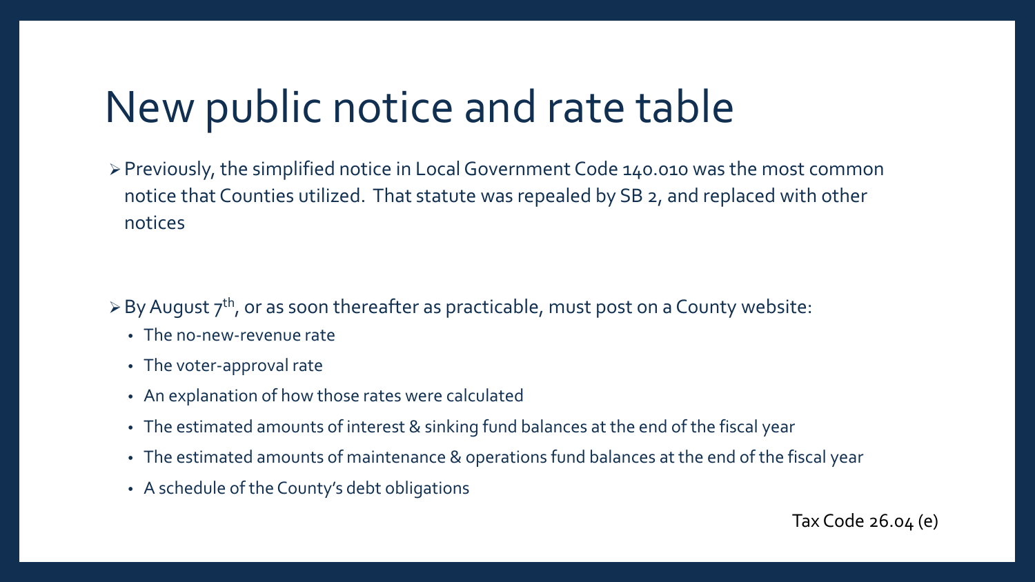# New public notice and rate table

- Previously, the simplified notice in Local Government Code 140.010 was the most common notice that Counties utilized. That statute was repealed by SB 2, and replaced with other notices

- By August 7th, or as soon thereafter as practicable, must post on a County website:
  - The no-new-revenue rate
  - The voter-approval rate
  - An explanation of how those rates were calculated
  - The estimated amounts of interest & sinking fund balances at the end of the fiscal year
  - The estimated amounts of maintenance & operations fund balances at the end of the fiscal year
  - A schedule of the County's debt obligations

Tax Code 26.04 (e)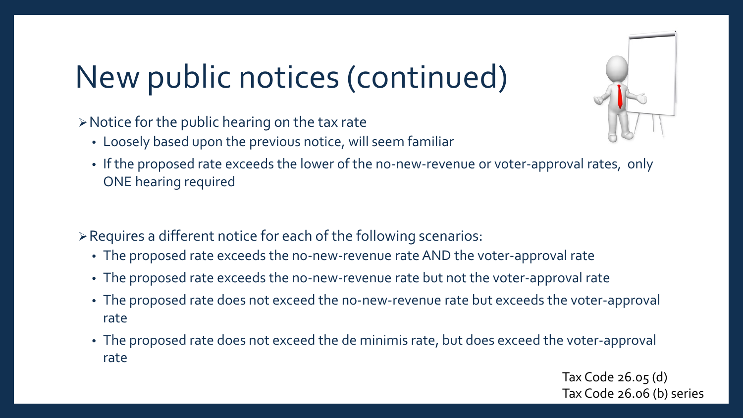# New public notices (continued)

- Notice for the public hearing on the tax rate
  - Loosely based upon the previous notice, will seem familiar
  - If the proposed rate exceeds the lower of the no-new-revenue or voter-approval rates, only ONE hearing required

- Requires a different notice for each of the following scenarios:
  - The proposed rate exceeds the no-new-revenue rate AND the voter-approval rate
  - The proposed rate exceeds the no-new-revenue rate but not the voter-approval rate
  - The proposed rate does not exceed the no-new-revenue rate but exceeds the voter-approval rate
  - The proposed rate does not exceed the de minimis rate, but does exceed the voter-approval rate

Tax Code 26.05 (d)
Tax Code 26.06 (b) series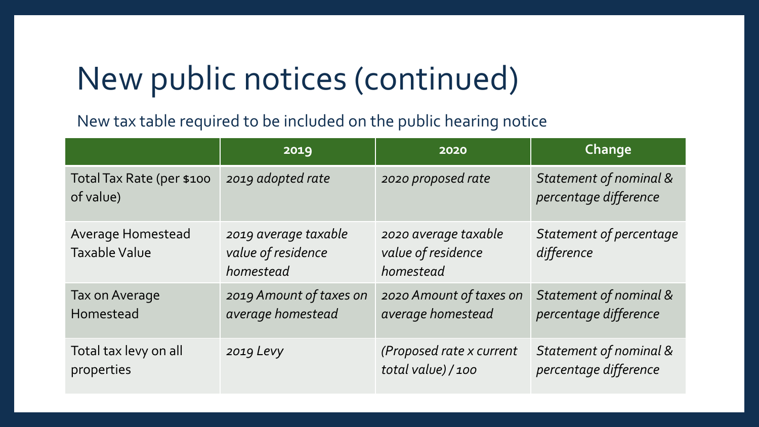# New public notices (continued)

New tax table required to be included on the public hearing notice

| | 2019 | 2020 | Change |
|---|---|---|---|
| Total Tax Rate (per $100 of value) | *2019 adopted rate* | *2020 proposed rate* | *Statement of nominal & percentage difference* |
| Average Homestead Taxable Value | *2019 average taxable value of residence homestead* | *2020 average taxable value of residence homestead* | *Statement of percentage difference* |
| Tax on Average Homestead | *2019 Amount of taxes on average homestead* | *2020 Amount of taxes on average homestead* | *Statement of nominal & percentage difference* |
| Total tax levy on all properties | *2019 Levy* | *(Proposed rate x current total value) / 100* | *Statement of nominal & percentage difference* |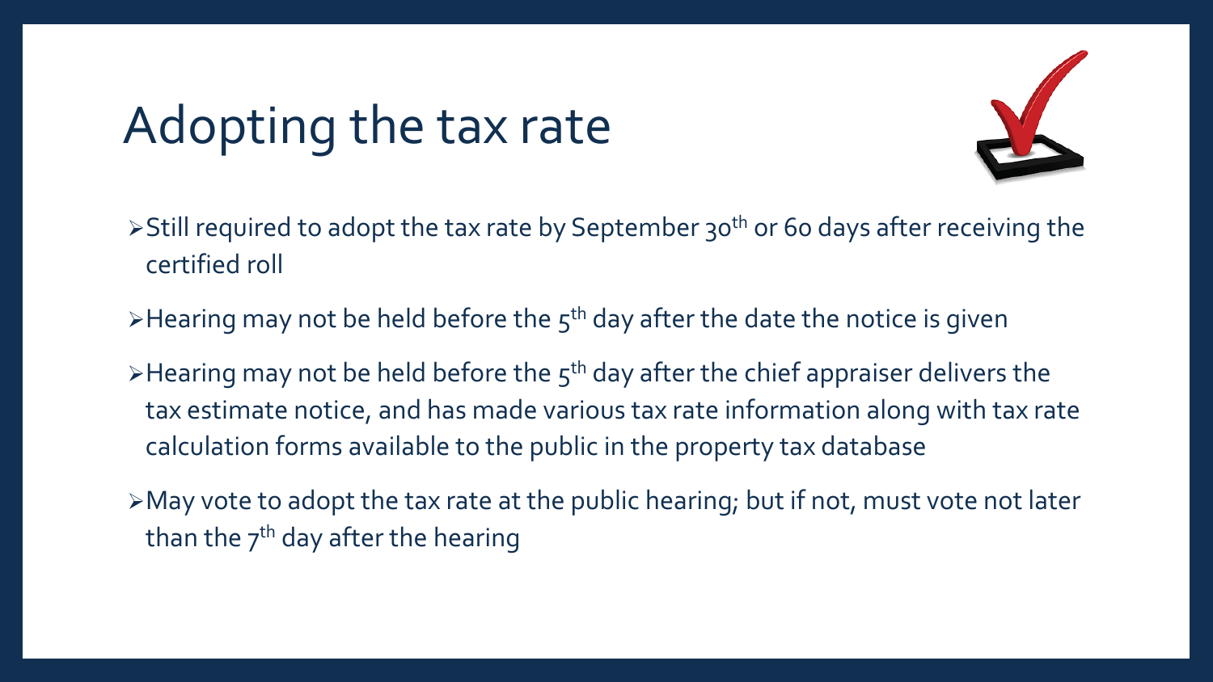# Adopting the tax rate

- Still required to adopt the tax rate by September 30th or 60 days after receiving the certified roll
- Hearing may not be held before the 5th day after the date the notice is given
- Hearing may not be held before the 5th day after the chief appraiser delivers the tax estimate notice, and has made various tax rate information along with tax rate calculation forms available to the public in the property tax database
- May vote to adopt the tax rate at the public hearing; but if not, must vote not later than the 7th day after the hearing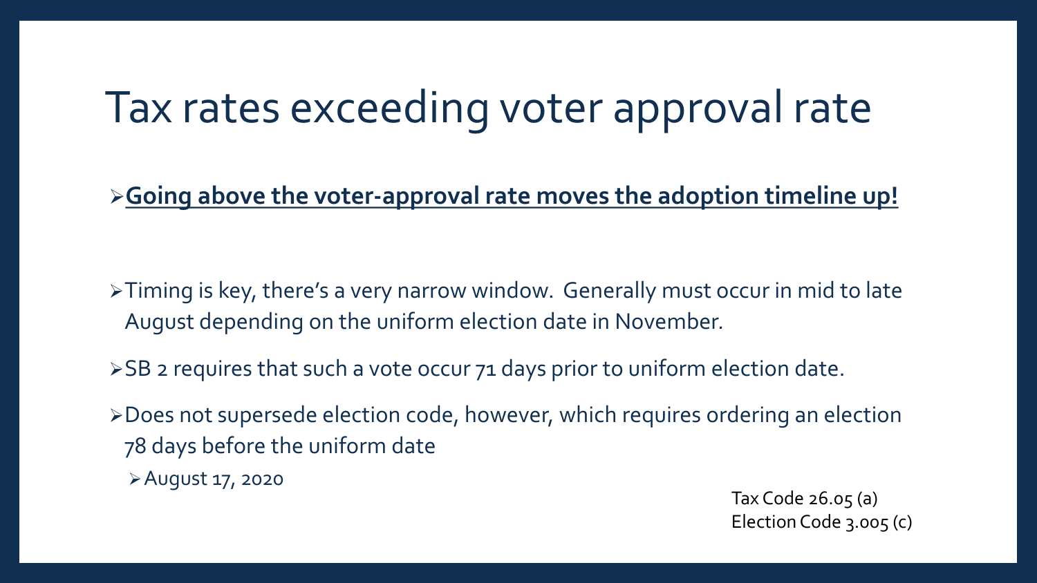# Tax rates exceeding voter approval rate

- **Going above the voter-approval rate moves the adoption timeline up!**

- Timing is key, there's a very narrow window. Generally must occur in mid to late August depending on the uniform election date in November.
- SB 2 requires that such a vote occur 71 days prior to uniform election date.
- Does not supersede election code, however, which requires ordering an election 78 days before the uniform date
  - August 17, 2020

Tax Code 26.05 (a)
Election Code 3.005 (c)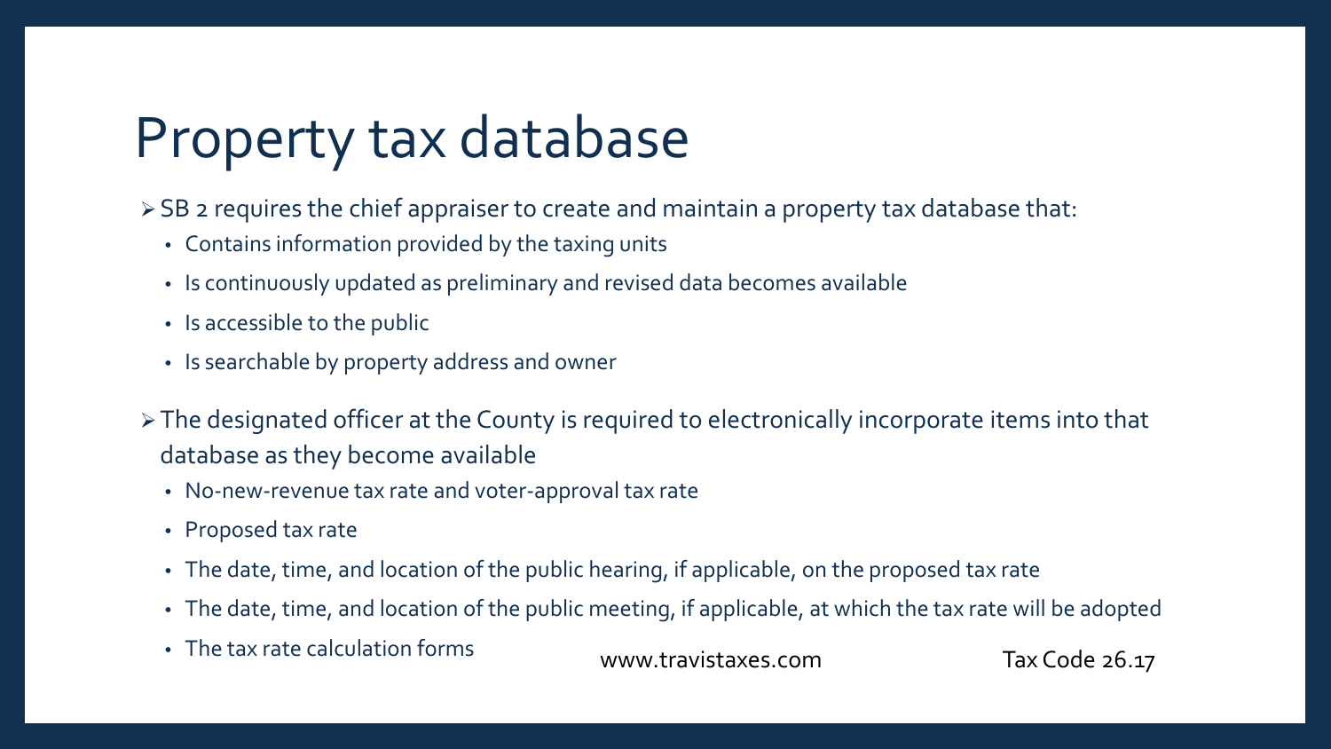# Property tax database

- SB 2 requires the chief appraiser to create and maintain a property tax database that:
  - Contains information provided by the taxing units
  - Is continuously updated as preliminary and revised data becomes available
  - Is accessible to the public
  - Is searchable by property address and owner
- The designated officer at the County is required to electronically incorporate items into that database as they become available
  - No-new-revenue tax rate and voter-approval tax rate
  - Proposed tax rate
  - The date, time, and location of the public hearing, if applicable, on the proposed tax rate
  - The date, time, and location of the public meeting, if applicable, at which the tax rate will be adopted
  - The tax rate calculation forms

www.travistaxes.com

Tax Code 26.17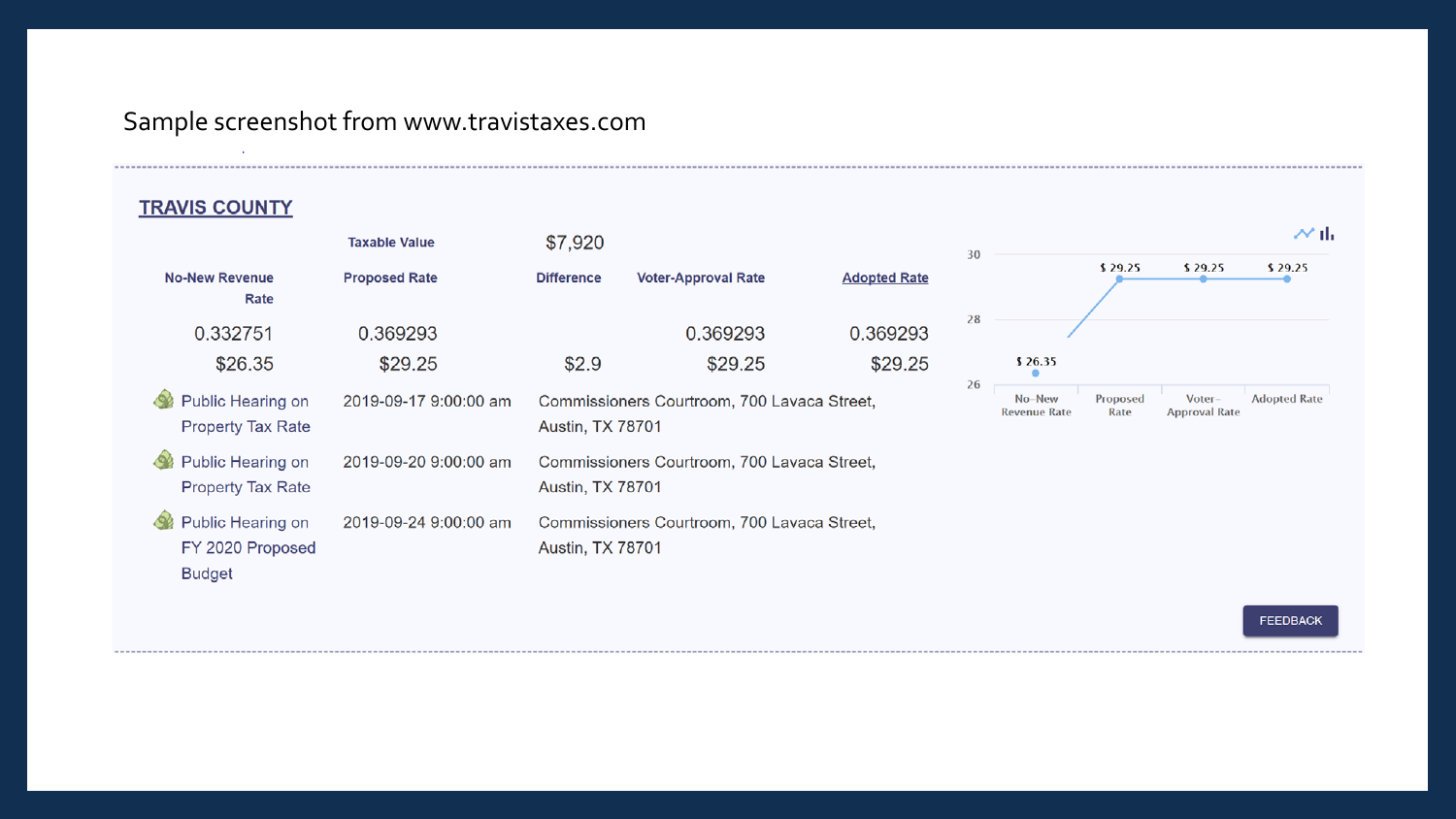Sample screenshot from www.travistaxes.com

## TRAVIS COUNTY

| | Taxable Value | $7,920 | | |
|---|---|---|---|---|
| No-New Revenue Rate | Proposed Rate | Difference | Voter-Approval Rate | Adopted Rate |
| 0.332751 | 0.369293 | | 0.369293 | 0.369293 |
| $26.35 | $29.25 | $2.9 | $29.25 | $29.25 |

| Event | Date/Time | Location |
|---|---|---|
| Public Hearing on Property Tax Rate | 2019-09-17 9:00:00 am | Commissioners Courtroom, 700 Lavaca Street, Austin, TX 78701 |
| Public Hearing on Property Tax Rate | 2019-09-20 9:00:00 am | Commissioners Courtroom, 700 Lavaca Street, Austin, TX 78701 |
| Public Hearing on FY 2020 Proposed Budget | 2019-09-24 9:00:00 am | Commissioners Courtroom, 700 Lavaca Street, Austin, TX 78701 |

| No-New Revenue Rate | Proposed Rate | Voter-Approval Rate | Adopted Rate |
|---|---|---|---|
| $ 26.35 | $ 29.25 | $ 29.25 | $ 29.25 |

FEEDBACK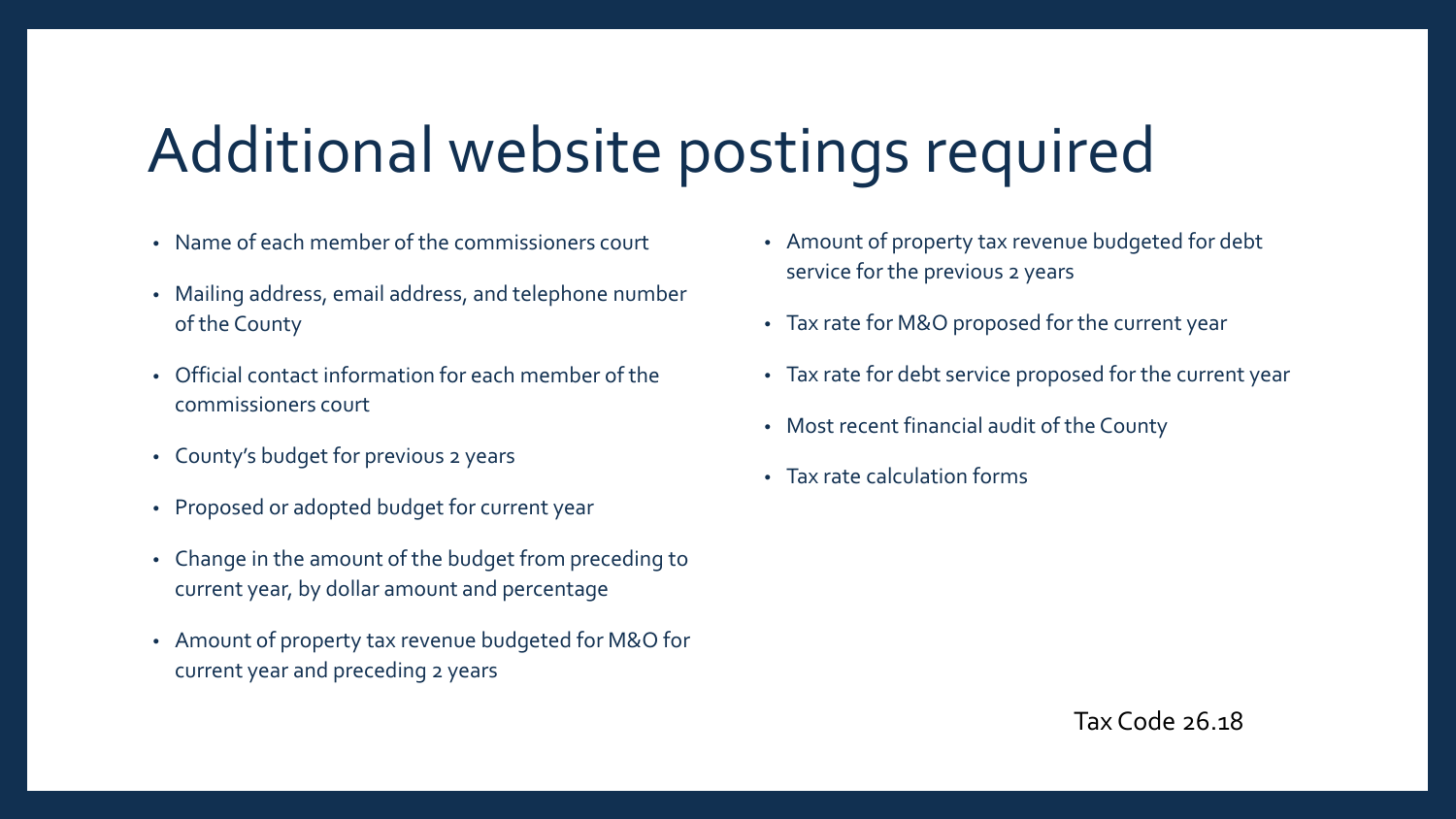# Additional website postings required

- Name of each member of the commissioners court
- Mailing address, email address, and telephone number of the County
- Official contact information for each member of the commissioners court
- County's budget for previous 2 years
- Proposed or adopted budget for current year
- Change in the amount of the budget from preceding to current year, by dollar amount and percentage
- Amount of property tax revenue budgeted for M&O for current year and preceding 2 years
- Amount of property tax revenue budgeted for debt service for the previous 2 years
- Tax rate for M&O proposed for the current year
- Tax rate for debt service proposed for the current year
- Most recent financial audit of the County
- Tax rate calculation forms

Tax Code 26.18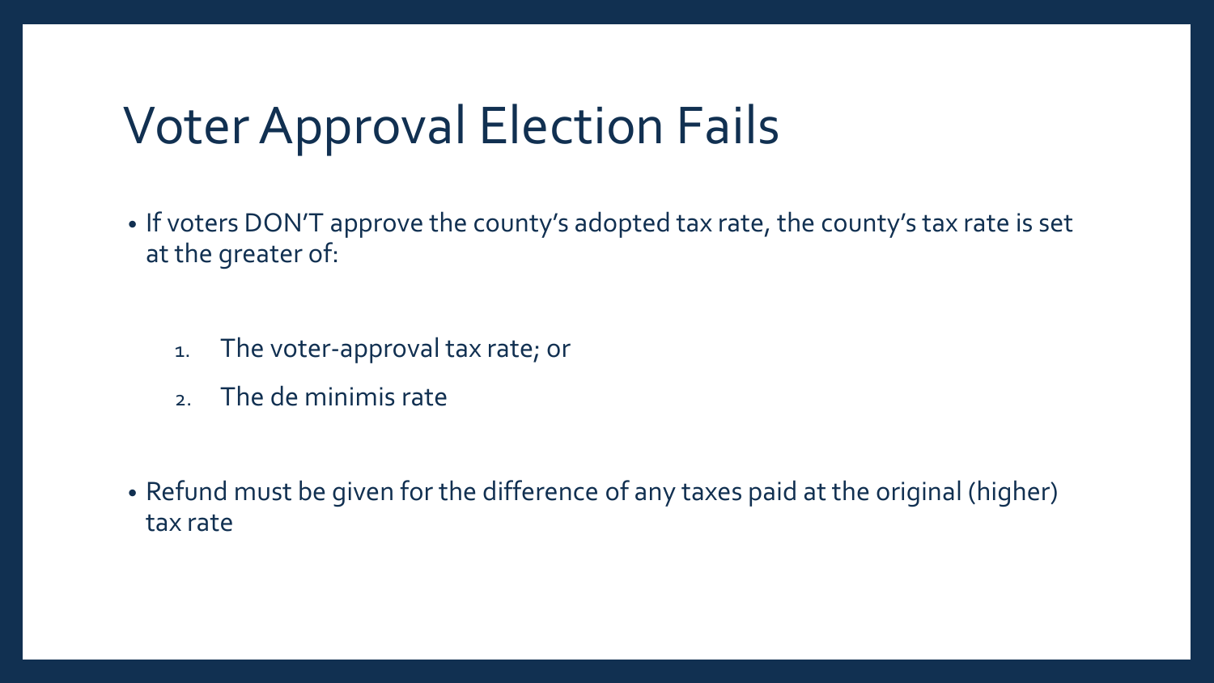# Voter Approval Election Fails

- If voters DON'T approve the county's adopted tax rate, the county's tax rate is set at the greater of:

  1. The voter-approval tax rate; or
  2. The de minimis rate

- Refund must be given for the difference of any taxes paid at the original (higher) tax rate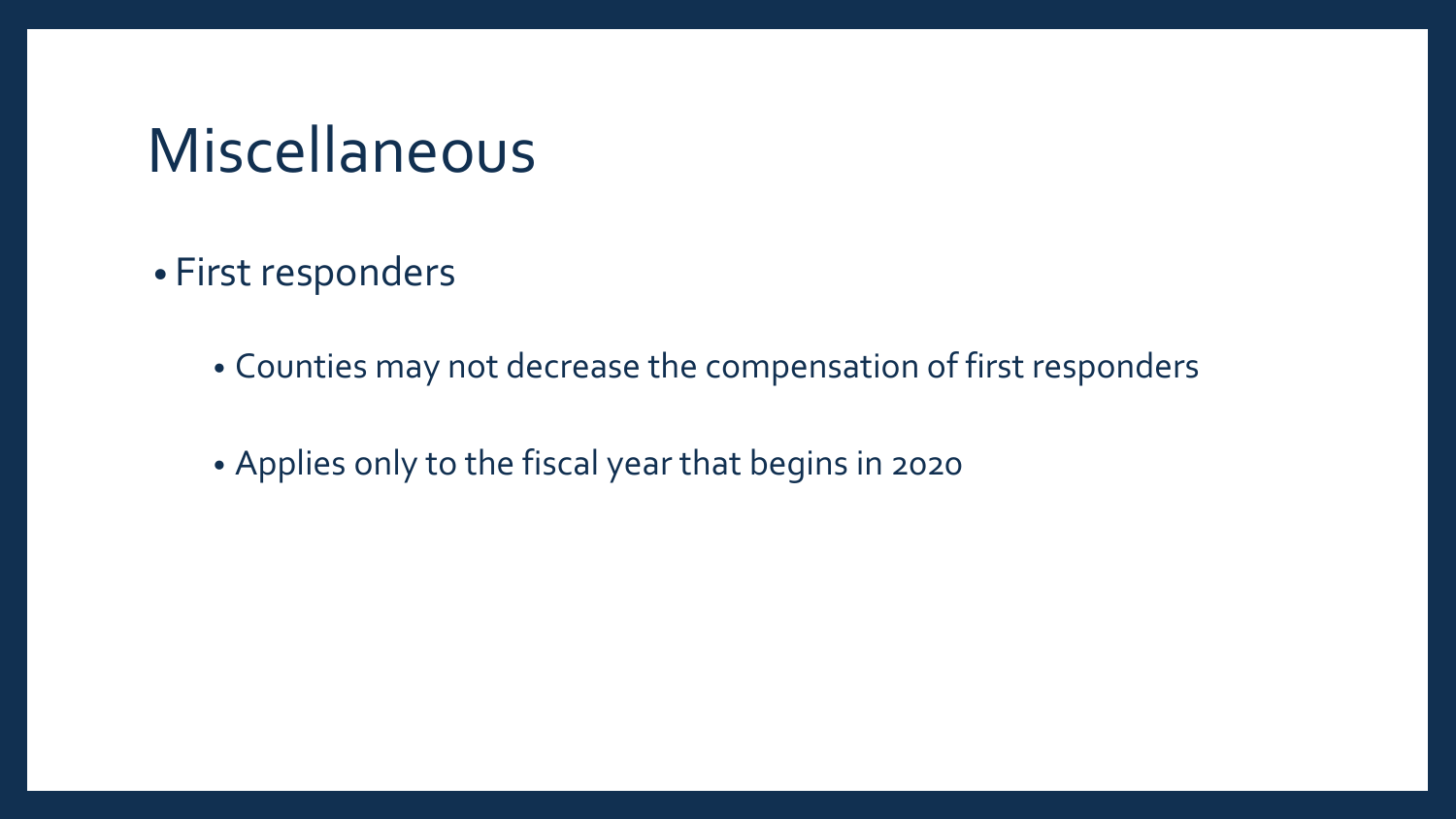# Miscellaneous

- First responders
  - Counties may not decrease the compensation of first responders
  - Applies only to the fiscal year that begins in 2020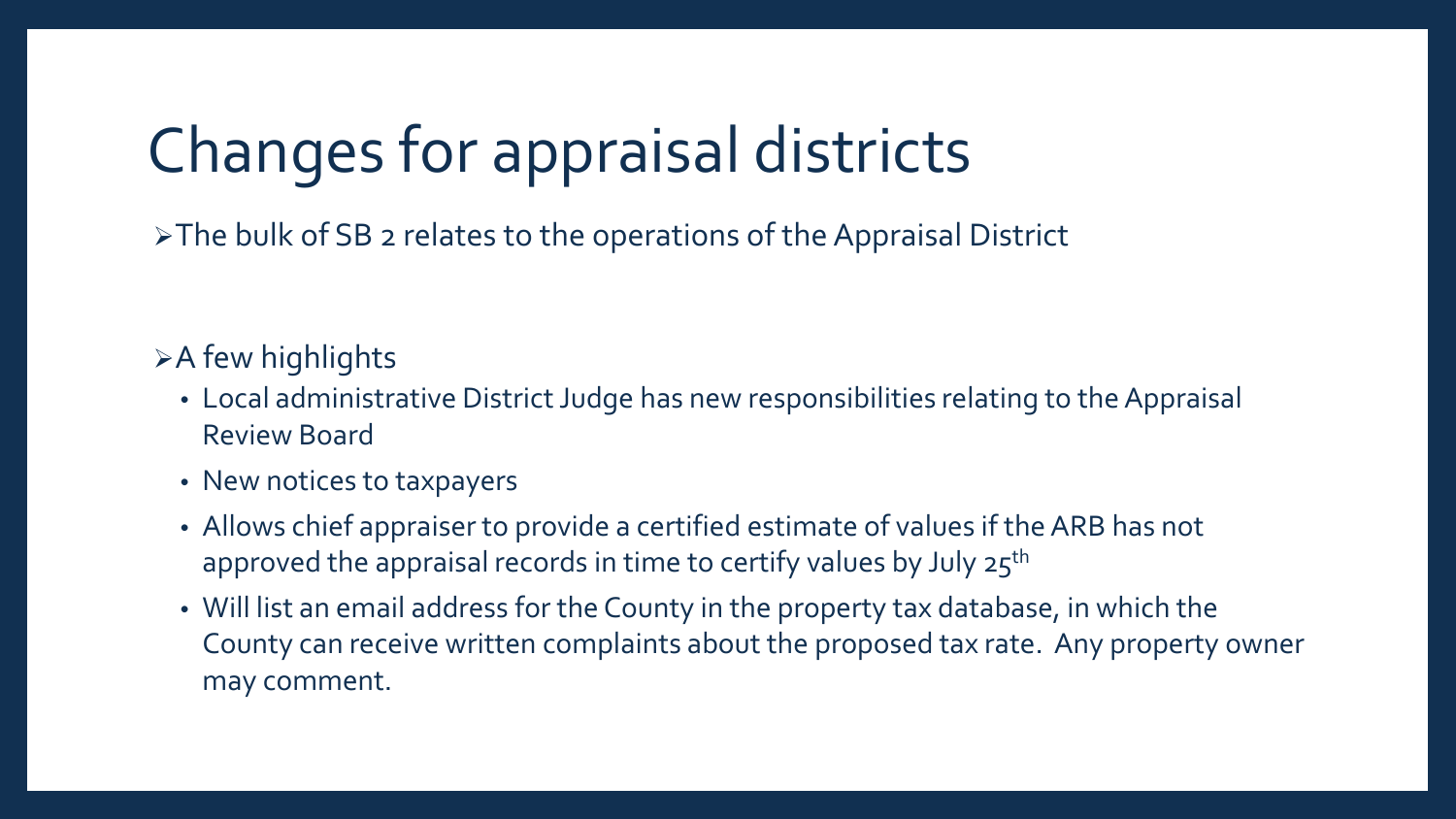# Changes for appraisal districts

- The bulk of SB 2 relates to the operations of the Appraisal District

- A few highlights
  - Local administrative District Judge has new responsibilities relating to the Appraisal Review Board
  - New notices to taxpayers
  - Allows chief appraiser to provide a certified estimate of values if the ARB has not approved the appraisal records in time to certify values by July 25th
  - Will list an email address for the County in the property tax database, in which the County can receive written complaints about the proposed tax rate. Any property owner may comment.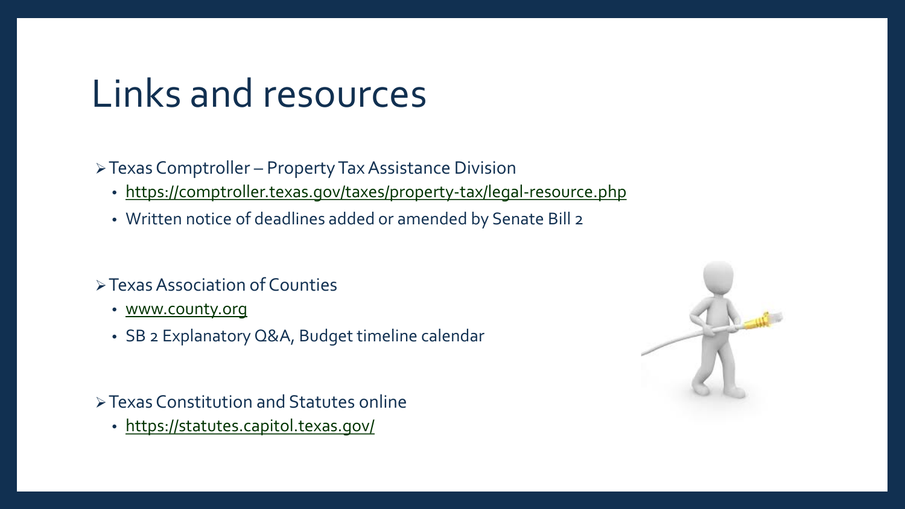# Links and resources

- Texas Comptroller – Property Tax Assistance Division
  - https://comptroller.texas.gov/taxes/property-tax/legal-resource.php
  - Written notice of deadlines added or amended by Senate Bill 2

- Texas Association of Counties
  - www.county.org
  - SB 2 Explanatory Q&A, Budget timeline calendar

- Texas Constitution and Statutes online
  - https://statutes.capitol.texas.gov/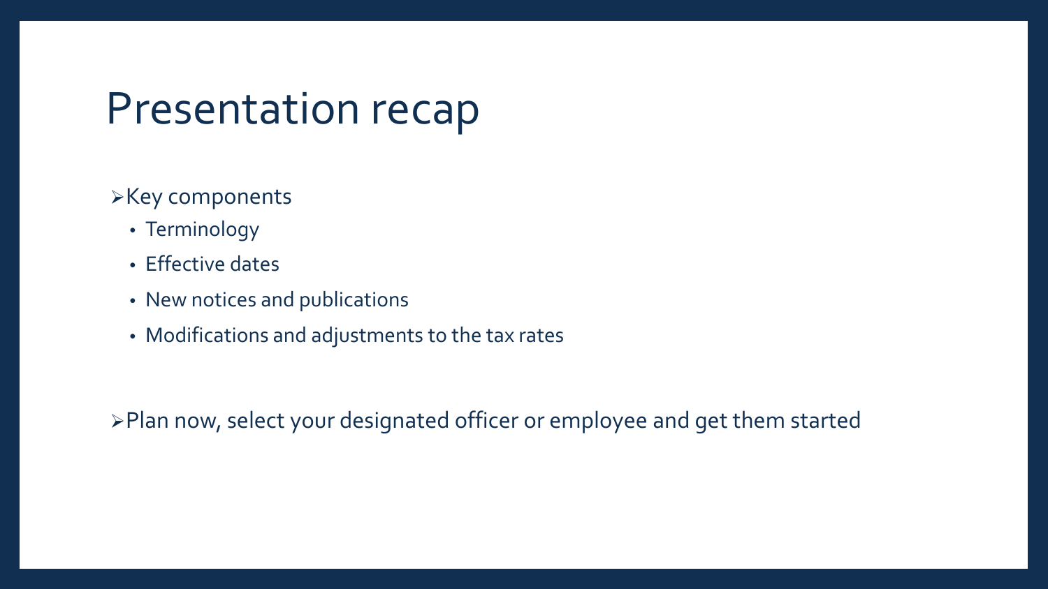# Presentation recap

- Key components
  - Terminology
  - Effective dates
  - New notices and publications
  - Modifications and adjustments to the tax rates

- Plan now, select your designated officer or employee and get them started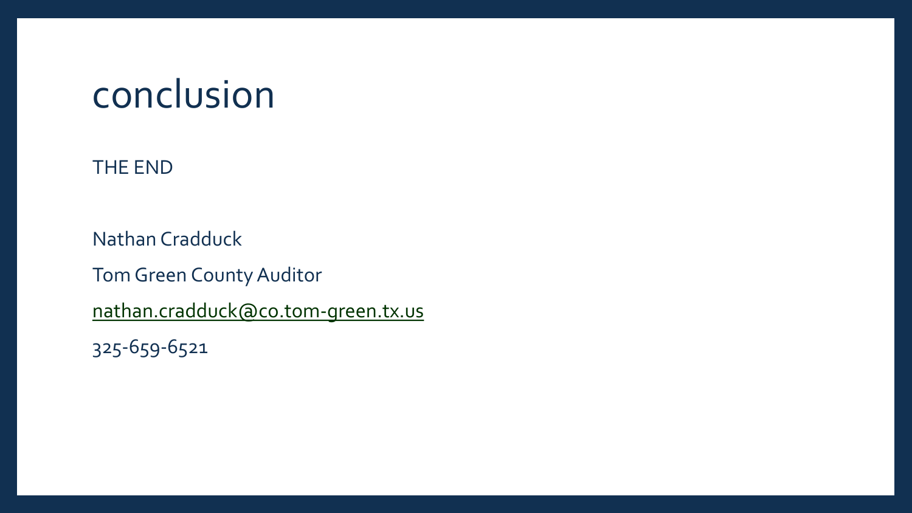# conclusion

THE END

Nathan Cradduck

Tom Green County Auditor

nathan.cradduck@co.tom-green.tx.us

325-659-6521